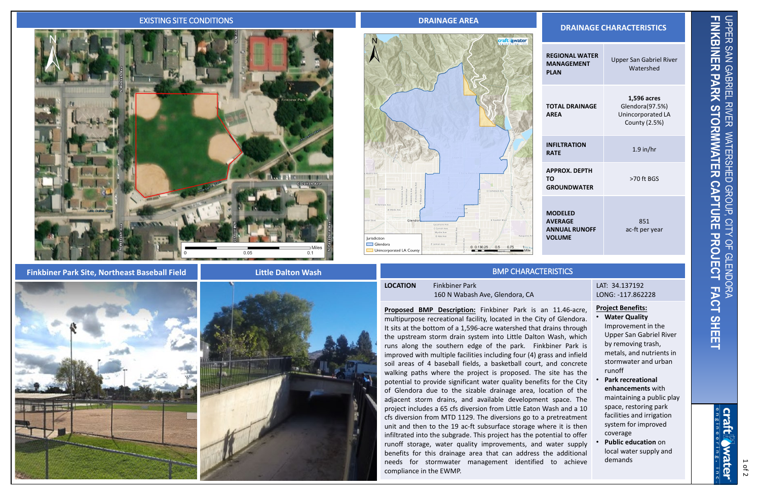# FINKBINER PARK STORMWATER CAPTURE PROJECT FACT SHEET

UPPER SAN GABRIEL RIVER WATERSHED GROUP, CITY OF GLENDORA

## EXISTING SITE CONDITIONS

## DRAINAGE AREA

## DRAINAGE CHARACTERISTICS

| | |
|---|---|
| REGIONAL WATER MANAGEMENT PLAN | Upper San Gabriel River Watershed |
| TOTAL DRAINAGE AREA | **1,596 acres** Glendora(97.5%) Unincorporated LA County (2.5%) |
| INFILTRATION RATE | 1.9 in/hr |
| APPROX. DEPTH TO GROUNDWATER | >70 ft BGS |
| MODELED AVERAGE ANNUAL RUNOFF VOLUME | 851 ac-ft per year |

## Finkbiner Park Site, Northeast Baseball Field

## Little Dalton Wash

## BMP CHARACTERISTICS

**LOCATION** Finkbiner Park
160 N Wabash Ave, Glendora, CA

LAT: 34.137192
LONG: -117.862228

**Proposed BMP Description:** Finkbiner Park is an 11.46-acre, multipurpose recreational facility, located in the City of Glendora. It sits at the bottom of a 1,596-acre watershed that drains through the upstream storm drain system into Little Dalton Wash, which runs along the southern edge of the park. Finkbiner Park is improved with multiple facilities including four (4) grass and infield soil areas of 4 baseball fields, a basketball court, and concrete walking paths where the project is proposed. The site has the potential to provide significant water quality benefits for the City of Glendora due to the sizable drainage area, location of the adjacent storm drains, and available development space. The project includes a 65 cfs diversion from Little Eaton Wash and a 10 cfs diversion from MTD 1129. The diversions go to a pretreatment unit and then to the 19 ac-ft subsurface storage where it is then infiltrated into the subgrade. This project has the potential to offer runoff storage, water quality improvements, and water supply benefits for this drainage area that can address the additional needs for stormwater management identified to achieve compliance in the EWMP.

**Project Benefits:**

- **Water Quality** Improvement in the Upper San Gabriel River by removing trash, metals, and nutrients in stormwater and urban runoff
- **Park recreational enhancements** with maintaining a public play space, restoring park facilities and irrigation system for improved coverage
- **Public education** on local water supply and demands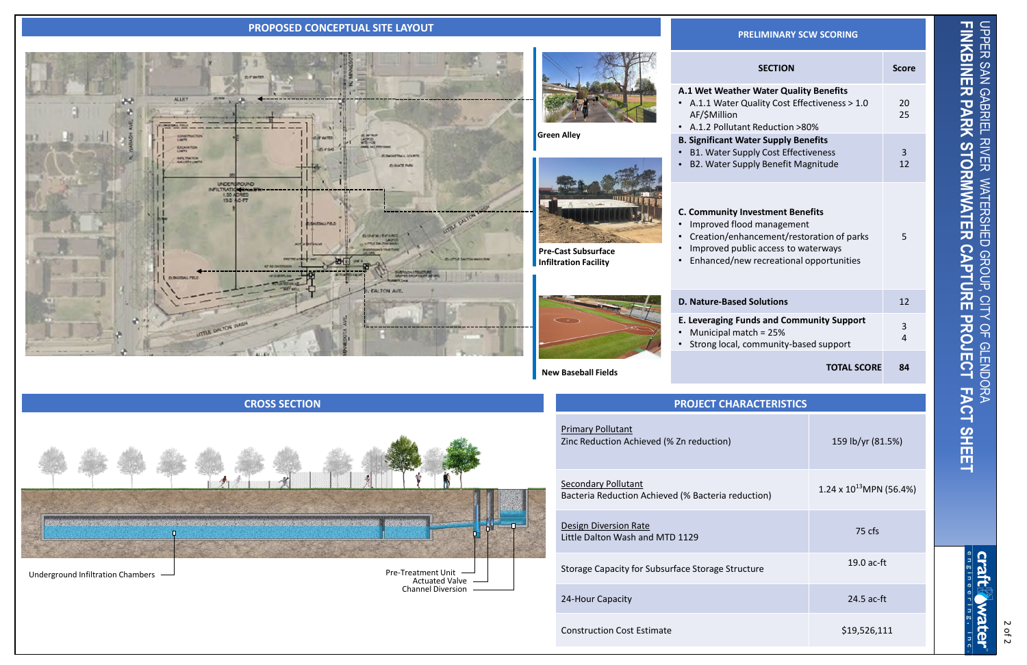# FINKBINER PARK STORMWATER CAPTURE PROJECT FACT SHEET

UPPER SAN GABRIEL RIVER WATERSHED GROUP, CITY OF GLENDORA

## PROPOSED CONCEPTUAL SITE LAYOUT

Green Alley

Pre-Cast Subsurface Infiltration Facility

New Baseball Fields

## PRELIMINARY SCW SCORING

| SECTION | Score |
|---|---|
| **A.1 Wet Weather Water Quality Benefits**<br>• A.1.1 Water Quality Cost Effectiveness > 1.0 AF/$Million<br>• A.1.2 Pollutant Reduction >80% | 20<br>25 |
| **B. Significant Water Supply Benefits**<br>• B1. Water Supply Cost Effectiveness<br>• B2. Water Supply Benefit Magnitude | 3<br>12 |
| **C. Community Investment Benefits**<br>• Improved flood management<br>• Creation/enhancement/restoration of parks<br>• Improved public access to waterways<br>• Enhanced/new recreational opportunities | 5 |
| **D. Nature-Based Solutions** | 12 |
| **E. Leveraging Funds and Community Support**<br>• Municipal match = 25%<br>• Strong local, community-based support | 3<br>4 |
| **TOTAL SCORE** | **84** |

## CROSS SECTION

Underground Infiltration Chambers

Pre-Treatment Unit

Actuated Valve

Channel Diversion

## PROJECT CHARACTERISTICS

| | |
|---|---|
| Primary Pollutant<br>Zinc Reduction Achieved (% Zn reduction) | 159 lb/yr (81.5%) |
| Secondary Pollutant<br>Bacteria Reduction Achieved (% Bacteria reduction) | 1.24 x $10^{13}$MPN (56.4%) |
| Design Diversion Rate<br>Little Dalton Wash and MTD 1129 | 75 cfs |
| Storage Capacity for Subsurface Storage Structure | 19.0 ac-ft |
| 24-Hour Capacity | 24.5 ac-ft |
| Construction Cost Estimate | $19,526,111 |

craftwater engineering, inc.